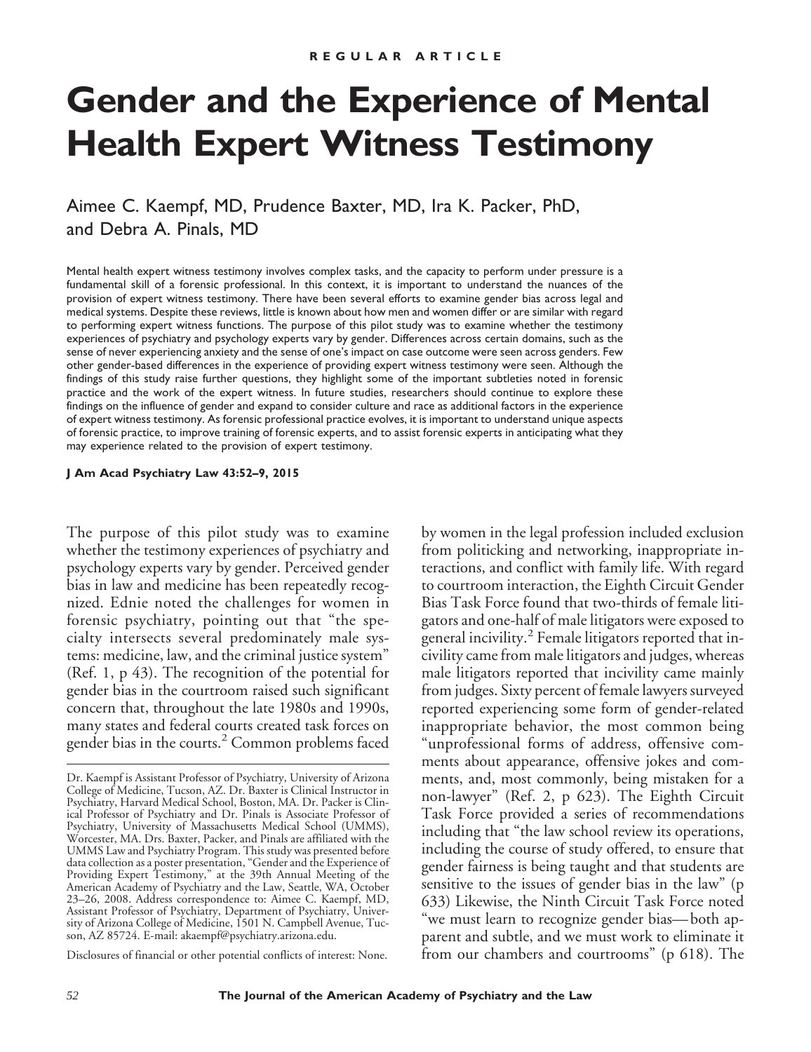REGULAR ARTICLE

# Gender and the Experience of Mental Health Expert Witness Testimony

Aimee C. Kaempf, MD, Prudence Baxter, MD, Ira K. Packer, PhD, and Debra A. Pinals, MD

Mental health expert witness testimony involves complex tasks, and the capacity to perform under pressure is a fundamental skill of a forensic professional. In this context, it is important to understand the nuances of the provision of expert witness testimony. There have been several efforts to examine gender bias across legal and medical systems. Despite these reviews, little is known about how men and women differ or are similar with regard to performing expert witness functions. The purpose of this pilot study was to examine whether the testimony experiences of psychiatry and psychology experts vary by gender. Differences across certain domains, such as the sense of never experiencing anxiety and the sense of one's impact on case outcome were seen across genders. Few other gender-based differences in the experience of providing expert witness testimony were seen. Although the findings of this study raise further questions, they highlight some of the important subtleties noted in forensic practice and the work of the expert witness. In future studies, researchers should continue to explore these findings on the influence of gender and expand to consider culture and race as additional factors in the experience of expert witness testimony. As forensic professional practice evolves, it is important to understand unique aspects of forensic practice, to improve training of forensic experts, and to assist forensic experts in anticipating what they may experience related to the provision of expert testimony.

**J Am Acad Psychiatry Law 43:52–9, 2015**

The purpose of this pilot study was to examine whether the testimony experiences of psychiatry and psychology experts vary by gender. Perceived gender bias in law and medicine has been repeatedly recognized. Ednie noted the challenges for women in forensic psychiatry, pointing out that "the specialty intersects several predominately male systems: medicine, law, and the criminal justice system" (Ref. 1, p 43). The recognition of the potential for gender bias in the courtroom raised such significant concern that, throughout the late 1980s and 1990s, many states and federal courts created task forces on gender bias in the courts.[2] Common problems faced by women in the legal profession included exclusion from politicking and networking, inappropriate interactions, and conflict with family life. With regard to courtroom interaction, the Eighth Circuit Gender Bias Task Force found that two-thirds of female litigators and one-half of male litigators were exposed to general incivility.[2] Female litigators reported that incivility came from male litigators and judges, whereas male litigators reported that incivility came mainly from judges. Sixty percent of female lawyers surveyed reported experiencing some form of gender-related inappropriate behavior, the most common being "unprofessional forms of address, offensive comments about appearance, offensive jokes and comments, and, most commonly, being mistaken for a non-lawyer" (Ref. 2, p 623). The Eighth Circuit Task Force provided a series of recommendations including that "the law school review its operations, including the course of study offered, to ensure that gender fairness is being taught and that students are sensitive to the issues of gender bias in the law" (p 633) Likewise, the Ninth Circuit Task Force noted "we must learn to recognize gender bias—both apparent and subtle, and we must work to eliminate it from our chambers and courtrooms" (p 618). The

---

Dr. Kaempf is Assistant Professor of Psychiatry, University of Arizona College of Medicine, Tucson, AZ. Dr. Baxter is Clinical Instructor in Psychiatry, Harvard Medical School, Boston, MA. Dr. Packer is Clinical Professor of Psychiatry and Dr. Pinals is Associate Professor of Psychiatry, University of Massachusetts Medical School (UMMS), Worcester, MA. Drs. Baxter, Packer, and Pinals are affiliated with the UMMS Law and Psychiatry Program. This study was presented before data collection as a poster presentation, "Gender and the Experience of Providing Expert Testimony," at the 39th Annual Meeting of the American Academy of Psychiatry and the Law, Seattle, WA, October 23–26, 2008. Address correspondence to: Aimee C. Kaempf, MD, Assistant Professor of Psychiatry, Department of Psychiatry, University of Arizona College of Medicine, 1501 N. Campbell Avenue, Tucson, AZ 85724. E-mail: akaempf@psychiatry.arizona.edu.

Disclosures of financial or other potential conflicts of interest: None.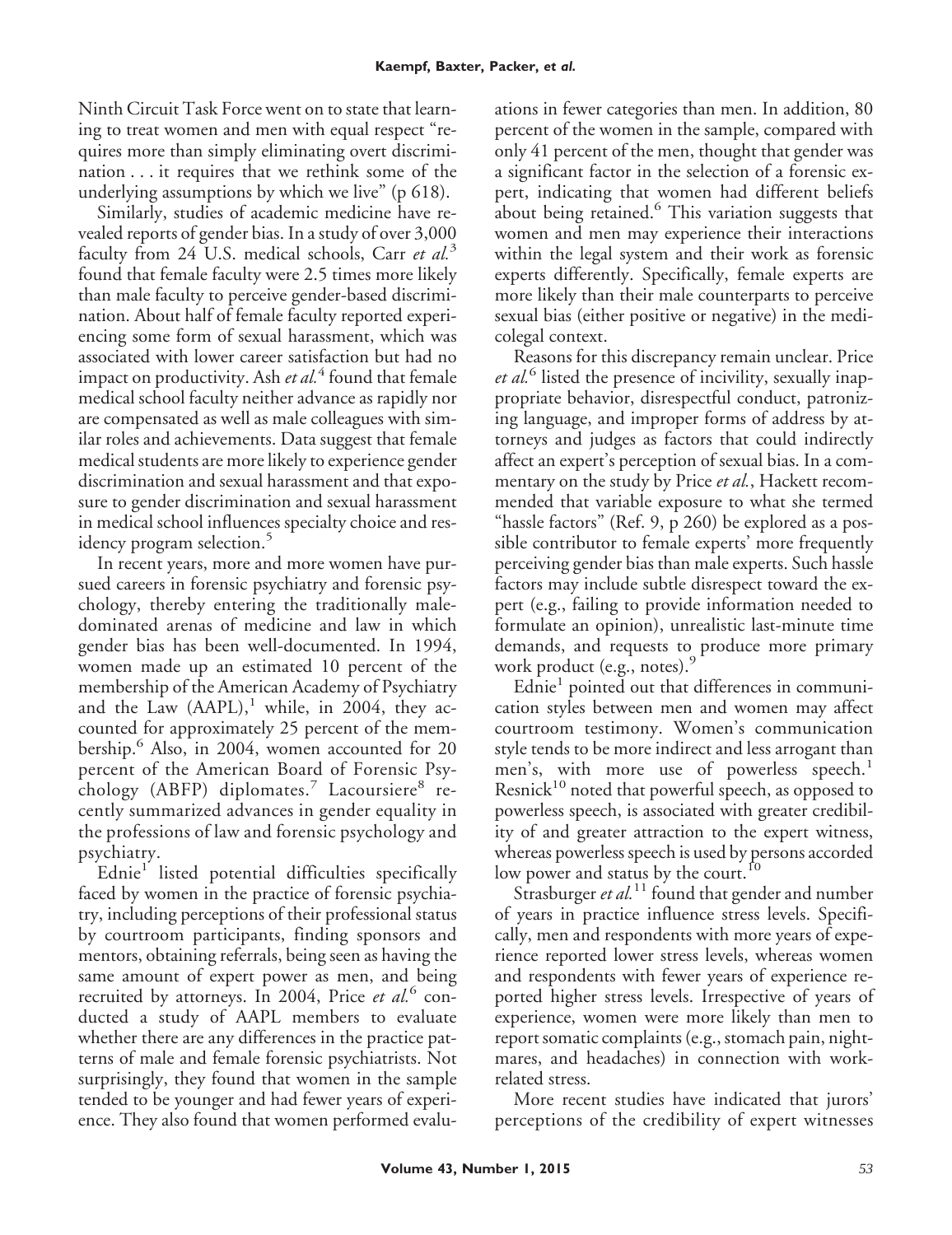Ninth Circuit Task Force went on to state that learning to treat women and men with equal respect "requires more than simply eliminating overt discrimination . . . it requires that we rethink some of the underlying assumptions by which we live" (p 618).

Similarly, studies of academic medicine have revealed reports of gender bias. In a study of over 3,000 faculty from 24 U.S. medical schools, Carr *et al.*[3] found that female faculty were 2.5 times more likely than male faculty to perceive gender-based discrimination. About half of female faculty reported experiencing some form of sexual harassment, which was associated with lower career satisfaction but had no impact on productivity. Ash *et al.*[4] found that female medical school faculty neither advance as rapidly nor are compensated as well as male colleagues with similar roles and achievements. Data suggest that female medical students are more likely to experience gender discrimination and sexual harassment and that exposure to gender discrimination and sexual harassment in medical school influences specialty choice and residency program selection.[5]

In recent years, more and more women have pursued careers in forensic psychiatry and forensic psychology, thereby entering the traditionally male-dominated arenas of medicine and law in which gender bias has been well-documented. In 1994, women made up an estimated 10 percent of the membership of the American Academy of Psychiatry and the Law (AAPL),[1] while, in 2004, they accounted for approximately 25 percent of the membership.[6] Also, in 2004, women accounted for 20 percent of the American Board of Forensic Psychology (ABFP) diplomates.[7] Lacoursiere[8] recently summarized advances in gender equality in the professions of law and forensic psychology and psychiatry.

Ednie[1] listed potential difficulties specifically faced by women in the practice of forensic psychiatry, including perceptions of their professional status by courtroom participants, finding sponsors and mentors, obtaining referrals, being seen as having the same amount of expert power as men, and being recruited by attorneys. In 2004, Price *et al.*[6] conducted a study of AAPL members to evaluate whether there are any differences in the practice patterns of male and female forensic psychiatrists. Not surprisingly, they found that women in the sample tended to be younger and had fewer years of experience. They also found that women performed evaluations in fewer categories than men. In addition, 80 percent of the women in the sample, compared with only 41 percent of the men, thought that gender was a significant factor in the selection of a forensic expert, indicating that women had different beliefs about being retained.[6] This variation suggests that women and men may experience their interactions within the legal system and their work as forensic experts differently. Specifically, female experts are more likely than their male counterparts to perceive sexual bias (either positive or negative) in the medicolegal context.

Reasons for this discrepancy remain unclear. Price *et al.*[6] listed the presence of incivility, sexually inappropriate behavior, disrespectful conduct, patronizing language, and improper forms of address by attorneys and judges as factors that could indirectly affect an expert's perception of sexual bias. In a commentary on the study by Price *et al.*, Hackett recommended that variable exposure to what she termed "hassle factors" (Ref. 9, p 260) be explored as a possible contributor to female experts' more frequently perceiving gender bias than male experts. Such hassle factors may include subtle disrespect toward the expert (e.g., failing to provide information needed to formulate an opinion), unrealistic last-minute time demands, and requests to produce more primary work product (e.g., notes).[9]

Ednie[1] pointed out that differences in communication styles between men and women may affect courtroom testimony. Women's communication style tends to be more indirect and less arrogant than men's, with more use of powerless speech.[1] Resnick[10] noted that powerful speech, as opposed to powerless speech, is associated with greater credibility of and greater attraction to the expert witness, whereas powerless speech is used by persons accorded low power and status by the court.[10]

Strasburger *et al.*[11] found that gender and number of years in practice influence stress levels. Specifically, men and respondents with more years of experience reported lower stress levels, whereas women and respondents with fewer years of experience reported higher stress levels. Irrespective of years of experience, women were more likely than men to report somatic complaints (e.g., stomach pain, nightmares, and headaches) in connection with work-related stress.

More recent studies have indicated that jurors' perceptions of the credibility of expert witnesses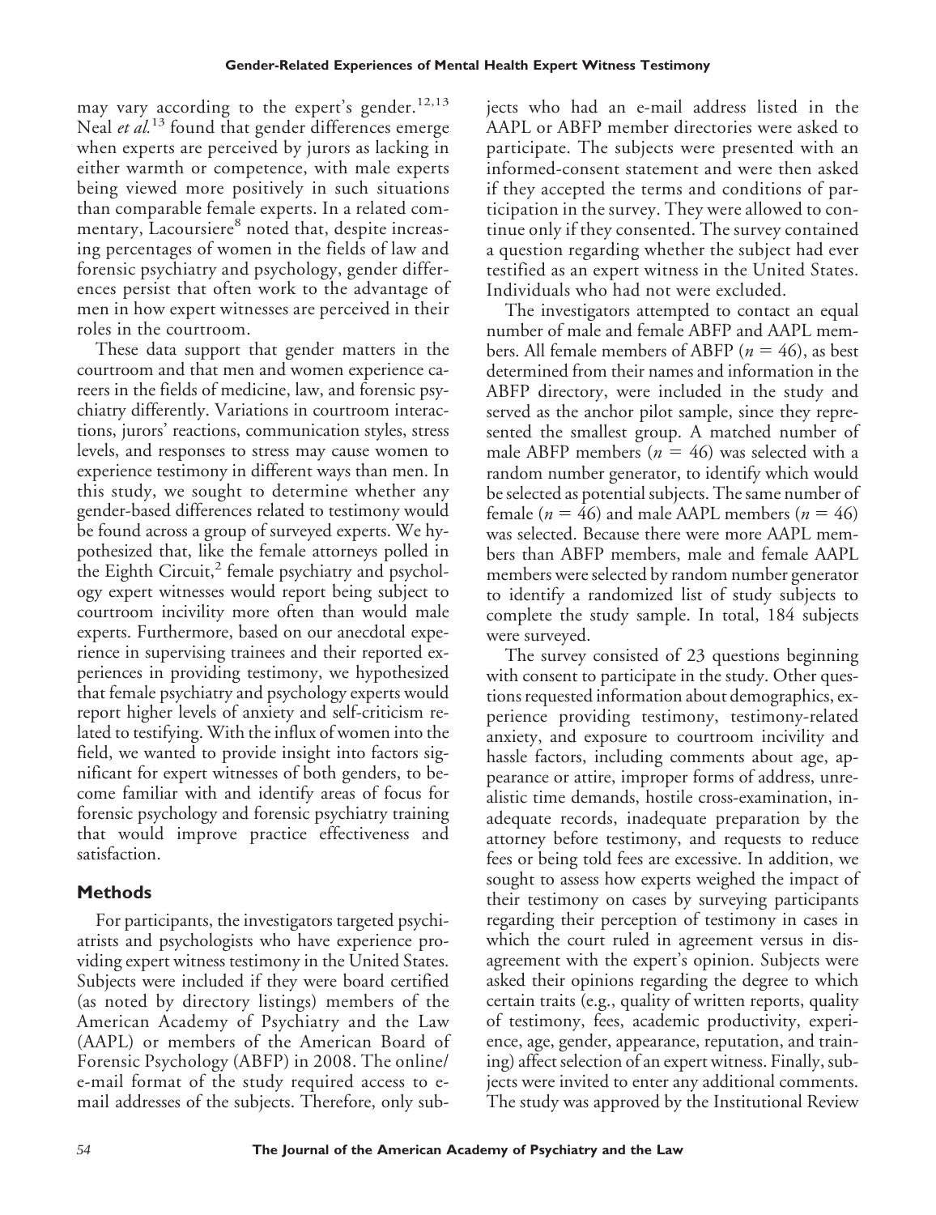may vary according to the expert's gender.[12,13] Neal *et al.*[13] found that gender differences emerge when experts are perceived by jurors as lacking in either warmth or competence, with male experts being viewed more positively in such situations than comparable female experts. In a related commentary, Lacoursiere[8] noted that, despite increasing percentages of women in the fields of law and forensic psychiatry and psychology, gender differences persist that often work to the advantage of men in how expert witnesses are perceived in their roles in the courtroom.

These data support that gender matters in the courtroom and that men and women experience careers in the fields of medicine, law, and forensic psychiatry differently. Variations in courtroom interactions, jurors' reactions, communication styles, stress levels, and responses to stress may cause women to experience testimony in different ways than men. In this study, we sought to determine whether any gender-based differences related to testimony would be found across a group of surveyed experts. We hypothesized that, like the female attorneys polled in the Eighth Circuit,[2] female psychiatry and psychology expert witnesses would report being subject to courtroom incivility more often than would male experts. Furthermore, based on our anecdotal experience in supervising trainees and their reported experiences in providing testimony, we hypothesized that female psychiatry and psychology experts would report higher levels of anxiety and self-criticism related to testifying. With the influx of women into the field, we wanted to provide insight into factors significant for expert witnesses of both genders, to become familiar with and identify areas of focus for forensic psychology and forensic psychiatry training that would improve practice effectiveness and satisfaction.

## Methods

For participants, the investigators targeted psychiatrists and psychologists who have experience providing expert witness testimony in the United States. Subjects were included if they were board certified (as noted by directory listings) members of the American Academy of Psychiatry and the Law (AAPL) or members of the American Board of Forensic Psychology (ABFP) in 2008. The online/e-mail format of the study required access to e-mail addresses of the subjects. Therefore, only subjects who had an e-mail address listed in the AAPL or ABFP member directories were asked to participate. The subjects were presented with an informed-consent statement and were then asked if they accepted the terms and conditions of participation in the survey. They were allowed to continue only if they consented. The survey contained a question regarding whether the subject had ever testified as an expert witness in the United States. Individuals who had not were excluded.

The investigators attempted to contact an equal number of male and female ABFP and AAPL members. All female members of ABFP ($n = 46$), as best determined from their names and information in the ABFP directory, were included in the study and served as the anchor pilot sample, since they represented the smallest group. A matched number of male ABFP members ($n = 46$) was selected with a random number generator, to identify which would be selected as potential subjects. The same number of female ($n = 46$) and male AAPL members ($n = 46$) was selected. Because there were more AAPL members than ABFP members, male and female AAPL members were selected by random number generator to identify a randomized list of study subjects to complete the study sample. In total, 184 subjects were surveyed.

The survey consisted of 23 questions beginning with consent to participate in the study. Other questions requested information about demographics, experience providing testimony, testimony-related anxiety, and exposure to courtroom incivility and hassle factors, including comments about age, appearance or attire, improper forms of address, unrealistic time demands, hostile cross-examination, inadequate records, inadequate preparation by the attorney before testimony, and requests to reduce fees or being told fees are excessive. In addition, we sought to assess how experts weighed the impact of their testimony on cases by surveying participants regarding their perception of testimony in cases in which the court ruled in agreement versus in disagreement with the expert's opinion. Subjects were asked their opinions regarding the degree to which certain traits (e.g., quality of written reports, quality of testimony, fees, academic productivity, experience, age, gender, appearance, reputation, and training) affect selection of an expert witness. Finally, subjects were invited to enter any additional comments. The study was approved by the Institutional Review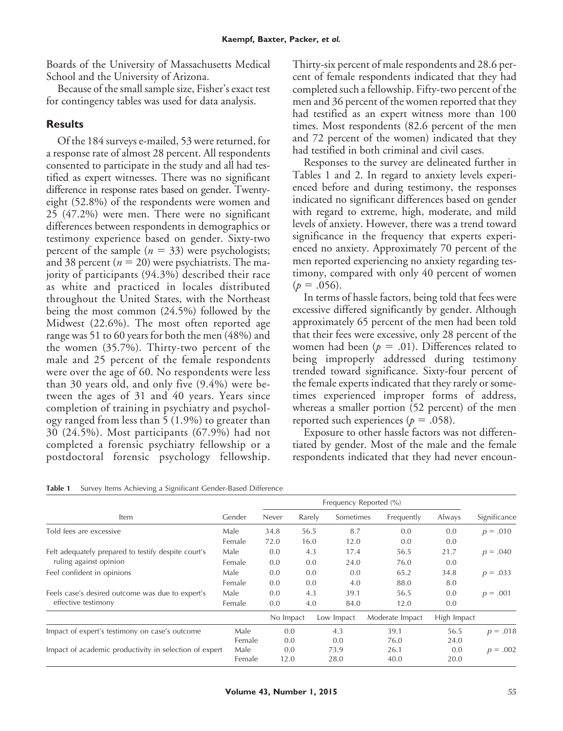Boards of the University of Massachusetts Medical School and the University of Arizona.

Because of the small sample size, Fisher's exact test for contingency tables was used for data analysis.

## Results

Of the 184 surveys e-mailed, 53 were returned, for a response rate of almost 28 percent. All respondents consented to participate in the study and all had testified as expert witnesses. There was no significant difference in response rates based on gender. Twenty-eight (52.8%) of the respondents were women and 25 (47.2%) were men. There were no significant differences between respondents in demographics or testimony experience based on gender. Sixty-two percent of the sample ($n = 33$) were psychologists; and 38 percent ($n = 20$) were psychiatrists. The majority of participants (94.3%) described their race as white and practiced in locales distributed throughout the United States, with the Northeast being the most common (24.5%) followed by the Midwest (22.6%). The most often reported age range was 51 to 60 years for both the men (48%) and the women (35.7%). Thirty-two percent of the male and 25 percent of the female respondents were over the age of 60. No respondents were less than 30 years old, and only five (9.4%) were between the ages of 31 and 40 years. Years since completion of training in psychiatry and psychology ranged from less than 5 (1.9%) to greater than 30 (24.5%). Most participants (67.9%) had not completed a forensic psychiatry fellowship or a postdoctoral forensic psychology fellowship. Thirty-six percent of male respondents and 28.6 percent of female respondents indicated that they had completed such a fellowship. Fifty-two percent of the men and 36 percent of the women reported that they had testified as an expert witness more than 100 times. Most respondents (82.6 percent of the men and 72 percent of the women) indicated that they had testified in both criminal and civil cases.

Responses to the survey are delineated further in Tables 1 and 2. In regard to anxiety levels experienced before and during testimony, the responses indicated no significant differences based on gender with regard to extreme, high, moderate, and mild levels of anxiety. However, there was a trend toward significance in the frequency that experts experienced no anxiety. Approximately 70 percent of the men reported experiencing no anxiety regarding testimony, compared with only 40 percent of women ($p = .056$).

In terms of hassle factors, being told that fees were excessive differed significantly by gender. Although approximately 65 percent of the men had been told that their fees were excessive, only 28 percent of the women had been ($p = .01$). Differences related to being improperly addressed during testimony trended toward significance. Sixty-four percent of the female experts indicated that they rarely or sometimes experienced improper forms of address, whereas a smaller portion (52 percent) of the men reported such experiences ($p = .058$).

Exposure to other hassle factors was not differentiated by gender. Most of the male and the female respondents indicated that they had never encoun-

**Table 1** Survey Items Achieving a Significant Gender-Based Difference

| Item | Gender | Frequency Reported (%) | | | | | Significance |
|---|---|---|---|---|---|---|---|
| | | Never | Rarely | Sometimes | Frequently | Always | |
| Told fees are excessive | Male | 34.8 | 56.5 | 8.7 | 0.0 | 0.0 | $p = .010$ |
| | Female | 72.0 | 16.0 | 12.0 | 0.0 | 0.0 | |
| Felt adequately prepared to testify despite court's ruling against opinion | Male | 0.0 | 4.3 | 17.4 | 56.5 | 21.7 | $p = .040$ |
| | Female | 0.0 | 0.0 | 24.0 | 76.0 | 0.0 | |
| Feel confident in opinions | Male | 0.0 | 0.0 | 0.0 | 65.2 | 34.8 | $p = .033$ |
| | Female | 0.0 | 0.0 | 4.0 | 88.0 | 8.0 | |
| Feels case's desired outcome was due to expert's effective testimony | Male | 0.0 | 4.3 | 39.1 | 56.5 | 0.0 | $p = .001$ |
| | Female | 0.0 | 4.0 | 84.0 | 12.0 | 0.0 | |
| | | No Impact | Low Impact | Moderate Impact | High Impact | | |
| Impact of expert's testimony on case's outcome | Male | 0.0 | 4.3 | 39.1 | 56.5 | | $p = .018$ |
| | Female | 0.0 | 0.0 | 76.0 | 24.0 | | |
| Impact of academic productivity in selection of expert | Male | 0.0 | 73.9 | 26.1 | 0.0 | | $p = .002$ |
| | Female | 12.0 | 28.0 | 40.0 | 20.0 | | |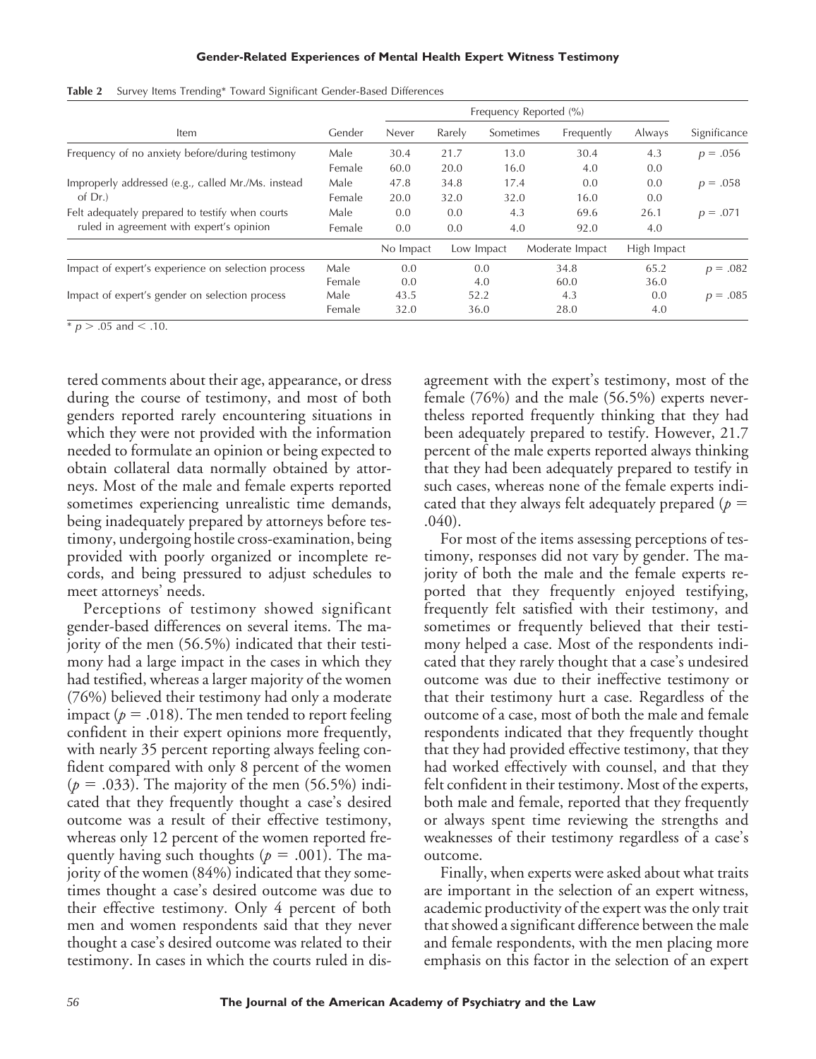**Table 2** Survey Items Trending* Toward Significant Gender-Based Differences

| Item | Gender | Frequency Reported (%) | | | | | Significance |
|---|---|---|---|---|---|---|---|
| | | Never | Rarely | Sometimes | Frequently | Always | |
| Frequency of no anxiety before/during testimony | Male | 30.4 | 21.7 | 13.0 | 30.4 | 4.3 | $p = .056$ |
| | Female | 60.0 | 20.0 | 16.0 | 4.0 | 0.0 | |
| Improperly addressed (e.g., called Mr./Ms. instead of Dr.) | Male | 47.8 | 34.8 | 17.4 | 0.0 | 0.0 | $p = .058$ |
| | Female | 20.0 | 32.0 | 32.0 | 16.0 | 0.0 | |
| Felt adequately prepared to testify when courts ruled in agreement with expert's opinion | Male | 0.0 | 0.0 | 4.3 | 69.6 | 26.1 | $p = .071$ |
| | Female | 0.0 | 0.0 | 4.0 | 92.0 | 4.0 | |
| | | No Impact | Low Impact | Moderate Impact | High Impact | | |
| Impact of expert's experience on selection process | Male | 0.0 | 0.0 | 34.8 | 65.2 | | $p = .082$ |
| | Female | 0.0 | 4.0 | 60.0 | 36.0 | | |
| Impact of expert's gender on selection process | Male | 43.5 | 52.2 | 4.3 | 0.0 | | $p = .085$ |
| | Female | 32.0 | 36.0 | 28.0 | 4.0 | | |

* $p > .05$ and $< .10$.

tered comments about their age, appearance, or dress during the course of testimony, and most of both genders reported rarely encountering situations in which they were not provided with the information needed to formulate an opinion or being expected to obtain collateral data normally obtained by attorneys. Most of the male and female experts reported sometimes experiencing unrealistic time demands, being inadequately prepared by attorneys before testimony, undergoing hostile cross-examination, being provided with poorly organized or incomplete records, and being pressured to adjust schedules to meet attorneys' needs.

Perceptions of testimony showed significant gender-based differences on several items. The majority of the men (56.5%) indicated that their testimony had a large impact in the cases in which they had testified, whereas a larger majority of the women (76%) believed their testimony had only a moderate impact ($p = .018$). The men tended to report feeling confident in their expert opinions more frequently, with nearly 35 percent reporting always feeling confident compared with only 8 percent of the women ($p = .033$). The majority of the men (56.5%) indicated that they frequently thought a case's desired outcome was a result of their effective testimony, whereas only 12 percent of the women reported frequently having such thoughts ($p = .001$). The majority of the women (84%) indicated that they sometimes thought a case's desired outcome was due to their effective testimony. Only 4 percent of both men and women respondents said that they never thought a case's desired outcome was related to their testimony. In cases in which the courts ruled in disagreement with the expert's testimony, most of the female (76%) and the male (56.5%) experts nevertheless reported frequently thinking that they had been adequately prepared to testify. However, 21.7 percent of the male experts reported always thinking that they had been adequately prepared to testify in such cases, whereas none of the female experts indicated that they always felt adequately prepared ($p = .040$).

For most of the items assessing perceptions of testimony, responses did not vary by gender. The majority of both the male and the female experts reported that they frequently enjoyed testifying, frequently felt satisfied with their testimony, and sometimes or frequently believed that their testimony helped a case. Most of the respondents indicated that they rarely thought that a case's undesired outcome was due to their ineffective testimony or that their testimony hurt a case. Regardless of the outcome of a case, most of both the male and female respondents indicated that they frequently thought that they had provided effective testimony, that they had worked effectively with counsel, and that they felt confident in their testimony. Most of the experts, both male and female, reported that they frequently or always spent time reviewing the strengths and weaknesses of their testimony regardless of a case's outcome.

Finally, when experts were asked about what traits are important in the selection of an expert witness, academic productivity of the expert was the only trait that showed a significant difference between the male and female respondents, with the men placing more emphasis on this factor in the selection of an expert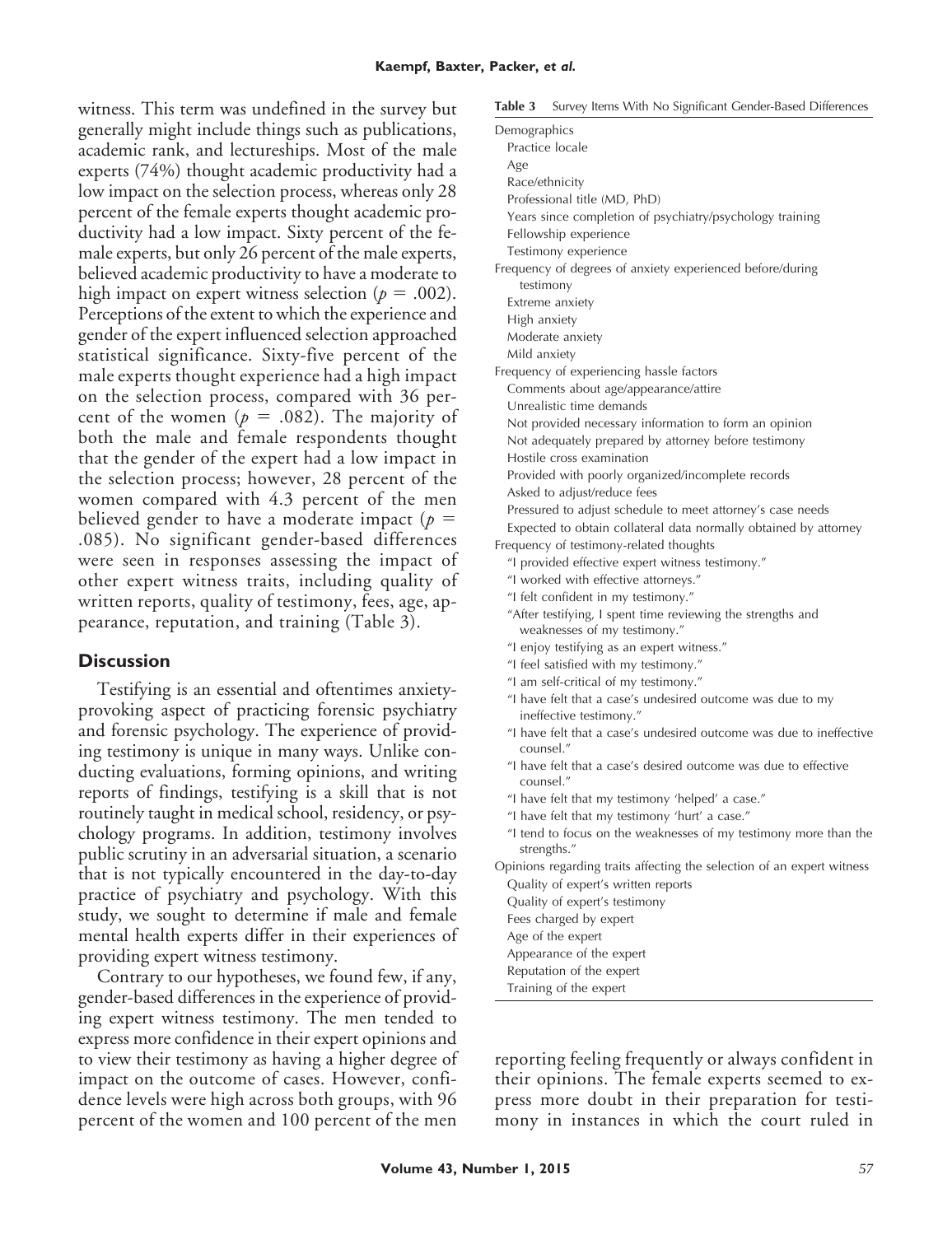witness. This term was undefined in the survey but generally might include things such as publications, academic rank, and lectureships. Most of the male experts (74%) thought academic productivity had a low impact on the selection process, whereas only 28 percent of the female experts thought academic productivity had a low impact. Sixty percent of the female experts, but only 26 percent of the male experts, believed academic productivity to have a moderate to high impact on expert witness selection ($p = .002$). Perceptions of the extent to which the experience and gender of the expert influenced selection approached statistical significance. Sixty-five percent of the male experts thought experience had a high impact on the selection process, compared with 36 percent of the women ($p = .082$). The majority of both the male and female respondents thought that the gender of the expert had a low impact in the selection process; however, 28 percent of the women compared with 4.3 percent of the men believed gender to have a moderate impact ($p = .085$). No significant gender-based differences were seen in responses assessing the impact of other expert witness traits, including quality of written reports, quality of testimony, fees, age, appearance, reputation, and training (Table 3).

**Table 3** Survey Items With No Significant Gender-Based Differences

| |
|---|
| Demographics |
| Practice locale |
| Age |
| Race/ethnicity |
| Professional title (MD, PhD) |
| Years since completion of psychiatry/psychology training |
| Fellowship experience |
| Testimony experience |
| Frequency of degrees of anxiety experienced before/during testimony |
| Extreme anxiety |
| High anxiety |
| Moderate anxiety |
| Mild anxiety |
| Frequency of experiencing hassle factors |
| Comments about age/appearance/attire |
| Unrealistic time demands |
| Not provided necessary information to form an opinion |
| Not adequately prepared by attorney before testimony |
| Hostile cross examination |
| Provided with poorly organized/incomplete records |
| Asked to adjust/reduce fees |
| Pressured to adjust schedule to meet attorney's case needs |
| Expected to obtain collateral data normally obtained by attorney |
| Frequency of testimony-related thoughts |
| "I provided effective expert witness testimony." |
| "I worked with effective attorneys." |
| "I felt confident in my testimony." |
| "After testifying, I spent time reviewing the strengths and weaknesses of my testimony." |
| "I enjoy testifying as an expert witness." |
| "I feel satisfied with my testimony." |
| "I am self-critical of my testimony." |
| "I have felt that a case's undesired outcome was due to my ineffective testimony." |
| "I have felt that a case's undesired outcome was due to ineffective counsel." |
| "I have felt that a case's desired outcome was due to effective counsel." |
| "I have felt that my testimony 'helped' a case." |
| "I have felt that my testimony 'hurt' a case." |
| "I tend to focus on the weaknesses of my testimony more than the strengths." |
| Opinions regarding traits affecting the selection of an expert witness |
| Quality of expert's written reports |
| Quality of expert's testimony |
| Fees charged by expert |
| Age of the expert |
| Appearance of the expert |
| Reputation of the expert |
| Training of the expert |

## Discussion

Testifying is an essential and oftentimes anxiety-provoking aspect of practicing forensic psychiatry and forensic psychology. The experience of providing testimony is unique in many ways. Unlike conducting evaluations, forming opinions, and writing reports of findings, testifying is a skill that is not routinely taught in medical school, residency, or psychology programs. In addition, testimony involves public scrutiny in an adversarial situation, a scenario that is not typically encountered in the day-to-day practice of psychiatry and psychology. With this study, we sought to determine if male and female mental health experts differ in their experiences of providing expert witness testimony.

Contrary to our hypotheses, we found few, if any, gender-based differences in the experience of providing expert witness testimony. The men tended to express more confidence in their expert opinions and to view their testimony as having a higher degree of impact on the outcome of cases. However, confidence levels were high across both groups, with 96 percent of the women and 100 percent of the men reporting feeling frequently or always confident in their opinions. The female experts seemed to express more doubt in their preparation for testimony in instances in which the court ruled in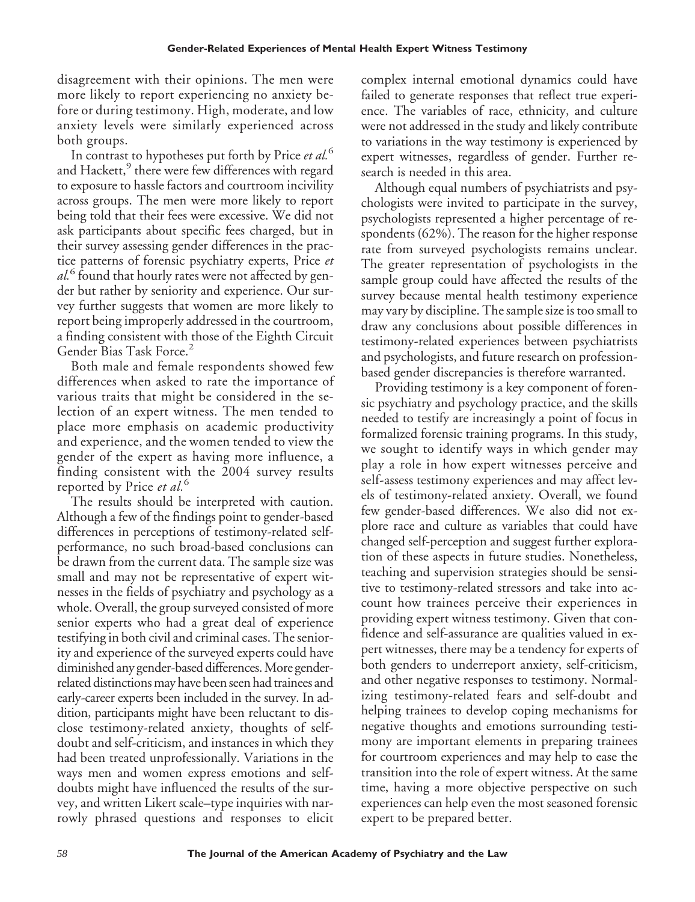disagreement with their opinions. The men were more likely to report experiencing no anxiety before or during testimony. High, moderate, and low anxiety levels were similarly experienced across both groups.

In contrast to hypotheses put forth by Price *et al.*[6] and Hackett,[9] there were few differences with regard to exposure to hassle factors and courtroom incivility across groups. The men were more likely to report being told that their fees were excessive. We did not ask participants about specific fees charged, but in their survey assessing gender differences in the practice patterns of forensic psychiatry experts, Price *et al.*[6] found that hourly rates were not affected by gender but rather by seniority and experience. Our survey further suggests that women are more likely to report being improperly addressed in the courtroom, a finding consistent with those of the Eighth Circuit Gender Bias Task Force.[2]

Both male and female respondents showed few differences when asked to rate the importance of various traits that might be considered in the selection of an expert witness. The men tended to place more emphasis on academic productivity and experience, and the women tended to view the gender of the expert as having more influence, a finding consistent with the 2004 survey results reported by Price *et al.*[6]

The results should be interpreted with caution. Although a few of the findings point to gender-based differences in perceptions of testimony-related self-performance, no such broad-based conclusions can be drawn from the current data. The sample size was small and may not be representative of expert witnesses in the fields of psychiatry and psychology as a whole. Overall, the group surveyed consisted of more senior experts who had a great deal of experience testifying in both civil and criminal cases. The seniority and experience of the surveyed experts could have diminished any gender-based differences. More gender-related distinctions may have been seen had trainees and early-career experts been included in the survey. In addition, participants might have been reluctant to disclose testimony-related anxiety, thoughts of self-doubt and self-criticism, and instances in which they had been treated unprofessionally. Variations in the ways men and women express emotions and self-doubts might have influenced the results of the survey, and written Likert scale–type inquiries with narrowly phrased questions and responses to elicit complex internal emotional dynamics could have failed to generate responses that reflect true experience. The variables of race, ethnicity, and culture were not addressed in the study and likely contribute to variations in the way testimony is experienced by expert witnesses, regardless of gender. Further research is needed in this area.

Although equal numbers of psychiatrists and psychologists were invited to participate in the survey, psychologists represented a higher percentage of respondents (62%). The reason for the higher response rate from surveyed psychologists remains unclear. The greater representation of psychologists in the sample group could have affected the results of the survey because mental health testimony experience may vary by discipline. The sample size is too small to draw any conclusions about possible differences in testimony-related experiences between psychiatrists and psychologists, and future research on profession-based gender discrepancies is therefore warranted.

Providing testimony is a key component of forensic psychiatry and psychology practice, and the skills needed to testify are increasingly a point of focus in formalized forensic training programs. In this study, we sought to identify ways in which gender may play a role in how expert witnesses perceive and self-assess testimony experiences and may affect levels of testimony-related anxiety. Overall, we found few gender-based differences. We also did not explore race and culture as variables that could have changed self-perception and suggest further exploration of these aspects in future studies. Nonetheless, teaching and supervision strategies should be sensitive to testimony-related stressors and take into account how trainees perceive their experiences in providing expert witness testimony. Given that confidence and self-assurance are qualities valued in expert witnesses, there may be a tendency for experts of both genders to underreport anxiety, self-criticism, and other negative responses to testimony. Normalizing testimony-related fears and self-doubt and helping trainees to develop coping mechanisms for negative thoughts and emotions surrounding testimony are important elements in preparing trainees for courtroom experiences and may help to ease the transition into the role of expert witness. At the same time, having a more objective perspective on such experiences can help even the most seasoned forensic expert to be prepared better.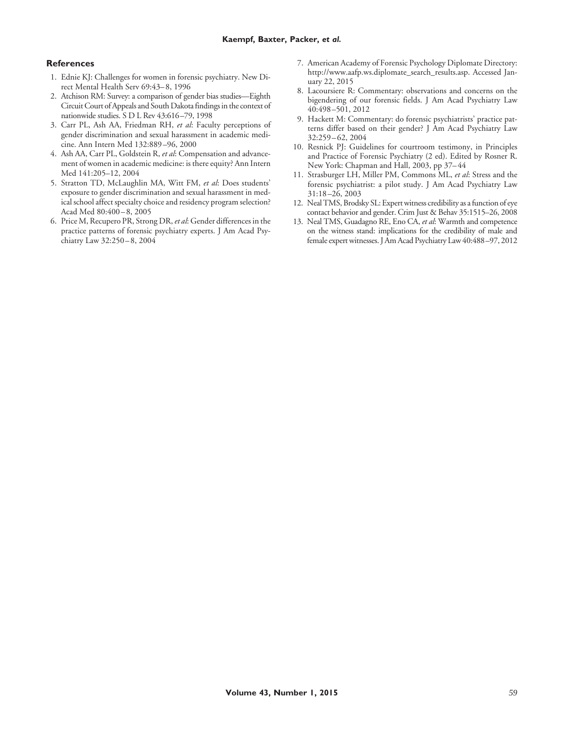## References

1. Ednie KJ: Challenges for women in forensic psychiatry. New Direct Mental Health Serv 69:43–8, 1996
2. Atchison RM: Survey: a comparison of gender bias studies—Eighth Circuit Court of Appeals and South Dakota findings in the context of nationwide studies. S D L Rev 43:616–79, 1998
3. Carr PL, Ash AA, Friedman RH, *et al*: Faculty perceptions of gender discrimination and sexual harassment in academic medicine. Ann Intern Med 132:889–96, 2000
4. Ash AA, Carr PL, Goldstein R, *et al*: Compensation and advancement of women in academic medicine: is there equity? Ann Intern Med 141:205–12, 2004
5. Stratton TD, McLaughlin MA, Witt FM, *et al*: Does students' exposure to gender discrimination and sexual harassment in medical school affect specialty choice and residency program selection? Acad Med 80:400–8, 2005
6. Price M, Recupero PR, Strong DR, *et al*: Gender differences in the practice patterns of forensic psychiatry experts. J Am Acad Psychiatry Law 32:250–8, 2004
7. American Academy of Forensic Psychology Diplomate Directory: http://www.aafp.ws.diplomate_search_results.asp. Accessed January 22, 2015
8. Lacoursiere R: Commentary: observations and concerns on the bigendering of our forensic fields. J Am Acad Psychiatry Law 40:498–501, 2012
9. Hackett M: Commentary: do forensic psychiatrists' practice patterns differ based on their gender? J Am Acad Psychiatry Law 32:259–62, 2004
10. Resnick PJ: Guidelines for courtroom testimony, in Principles and Practice of Forensic Psychiatry (2 ed). Edited by Rosner R. New York: Chapman and Hall, 2003, pp 37–44
11. Strasburger LH, Miller PM, Commons ML, *et al*: Stress and the forensic psychiatrist: a pilot study. J Am Acad Psychiatry Law 31:18–26, 2003
12. Neal TMS, Brodsky SL: Expert witness credibility as a function of eye contact behavior and gender. Crim Just & Behav 35:1515–26, 2008
13. Neal TMS, Guadagno RE, Eno CA, *et al*: Warmth and competence on the witness stand: implications for the credibility of male and female expert witnesses. J Am Acad Psychiatry Law 40:488–97, 2012